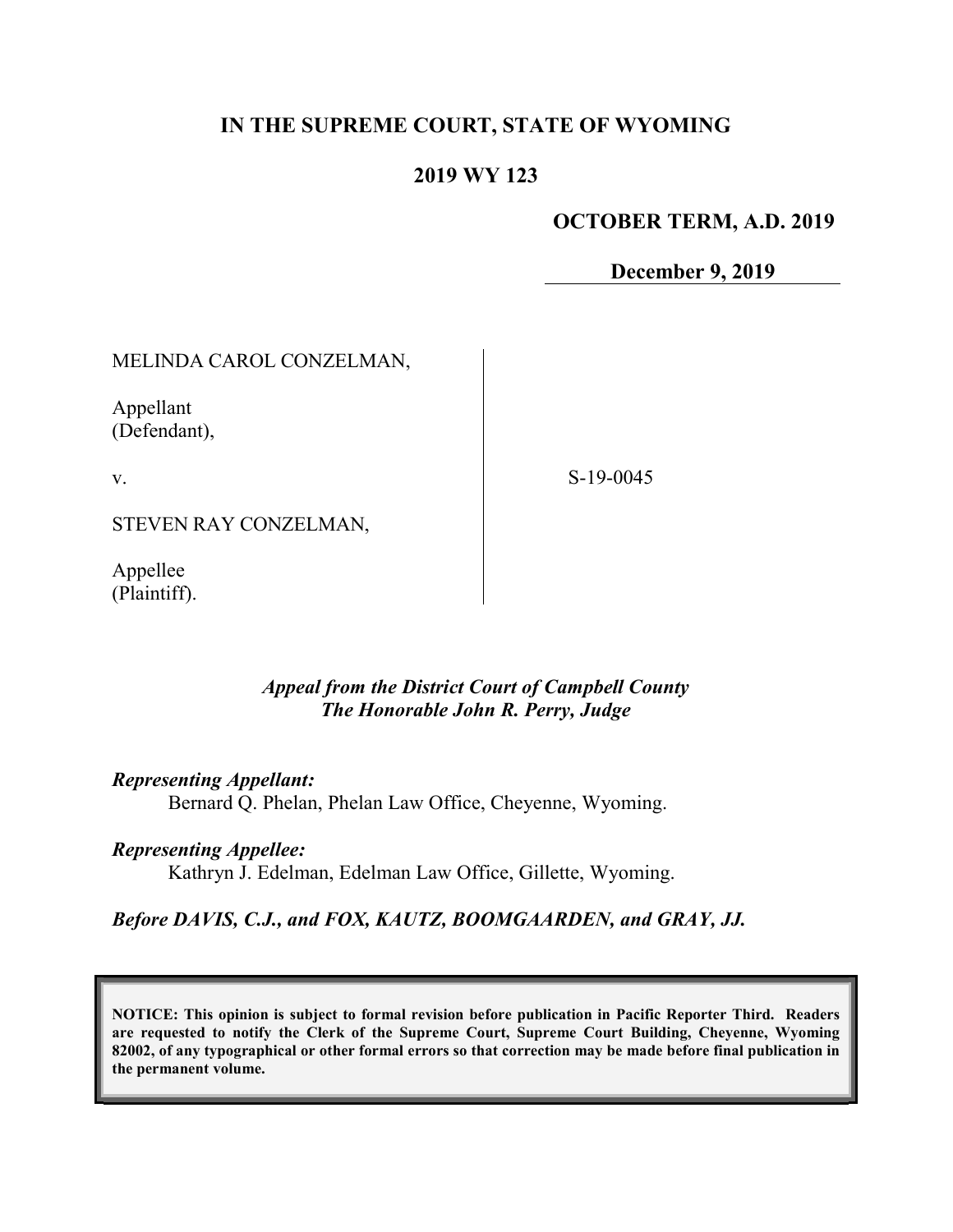# IN THE SUPREME COURT, STATE OF WYOMING

## 2019 WY 123

**OCTOBER TERM, A.D. 2019**

**December 9, 2019**

MELINDA CAROL CONZELMAN,

Appellant
(Defendant),

v.

STEVEN RAY CONZELMAN,

Appellee
(Plaintiff).

S-19-0045

*Appeal from the District Court of Campbell County*
*The Honorable John R. Perry, Judge*

***Representing Appellant:***
Bernard Q. Phelan, Phelan Law Office, Cheyenne, Wyoming.

***Representing Appellee:***
Kathryn J. Edelman, Edelman Law Office, Gillette, Wyoming.

***Before DAVIS, C.J., and FOX, KAUTZ, BOOMGAARDEN, and GRAY, JJ.***

**NOTICE: This opinion is subject to formal revision before publication in Pacific Reporter Third. Readers are requested to notify the Clerk of the Supreme Court, Supreme Court Building, Cheyenne, Wyoming 82002, of any typographical or other formal errors so that correction may be made before final publication in the permanent volume.**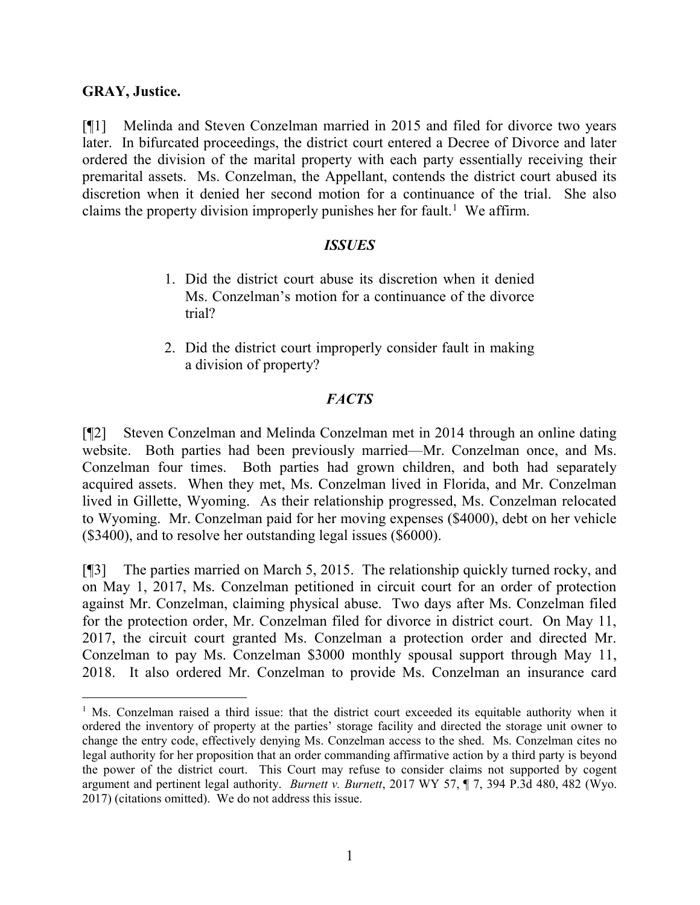**GRAY, Justice.**

[¶1] Melinda and Steven Conzelman married in 2015 and filed for divorce two years later. In bifurcated proceedings, the district court entered a Decree of Divorce and later ordered the division of the marital property with each party essentially receiving their premarital assets. Ms. Conzelman, the Appellant, contends the district court abused its discretion when it denied her second motion for a continuance of the trial. She also claims the property division improperly punishes her for fault.[1] We affirm.

### *ISSUES*

1. Did the district court abuse its discretion when it denied Ms. Conzelman's motion for a continuance of the divorce trial?
2. Did the district court improperly consider fault in making a division of property?

### *FACTS*

[¶2] Steven Conzelman and Melinda Conzelman met in 2014 through an online dating website. Both parties had been previously married—Mr. Conzelman once, and Ms. Conzelman four times. Both parties had grown children, and both had separately acquired assets. When they met, Ms. Conzelman lived in Florida, and Mr. Conzelman lived in Gillette, Wyoming. As their relationship progressed, Ms. Conzelman relocated to Wyoming. Mr. Conzelman paid for her moving expenses ($4000), debt on her vehicle ($3400), and to resolve her outstanding legal issues ($6000).

[¶3] The parties married on March 5, 2015. The relationship quickly turned rocky, and on May 1, 2017, Ms. Conzelman petitioned in circuit court for an order of protection against Mr. Conzelman, claiming physical abuse. Two days after Ms. Conzelman filed for the protection order, Mr. Conzelman filed for divorce in district court. On May 11, 2017, the circuit court granted Ms. Conzelman a protection order and directed Mr. Conzelman to pay Ms. Conzelman $3000 monthly spousal support through May 11, 2018. It also ordered Mr. Conzelman to provide Ms. Conzelman an insurance card

---

[1] Ms. Conzelman raised a third issue: that the district court exceeded its equitable authority when it ordered the inventory of property at the parties' storage facility and directed the storage unit owner to change the entry code, effectively denying Ms. Conzelman access to the shed. Ms. Conzelman cites no legal authority for her proposition that an order commanding affirmative action by a third party is beyond the power of the district court. This Court may refuse to consider claims not supported by cogent argument and pertinent legal authority. *Burnett v. Burnett*, 2017 WY 57, ¶ 7, 394 P.3d 480, 482 (Wyo. 2017) (citations omitted). We do not address this issue.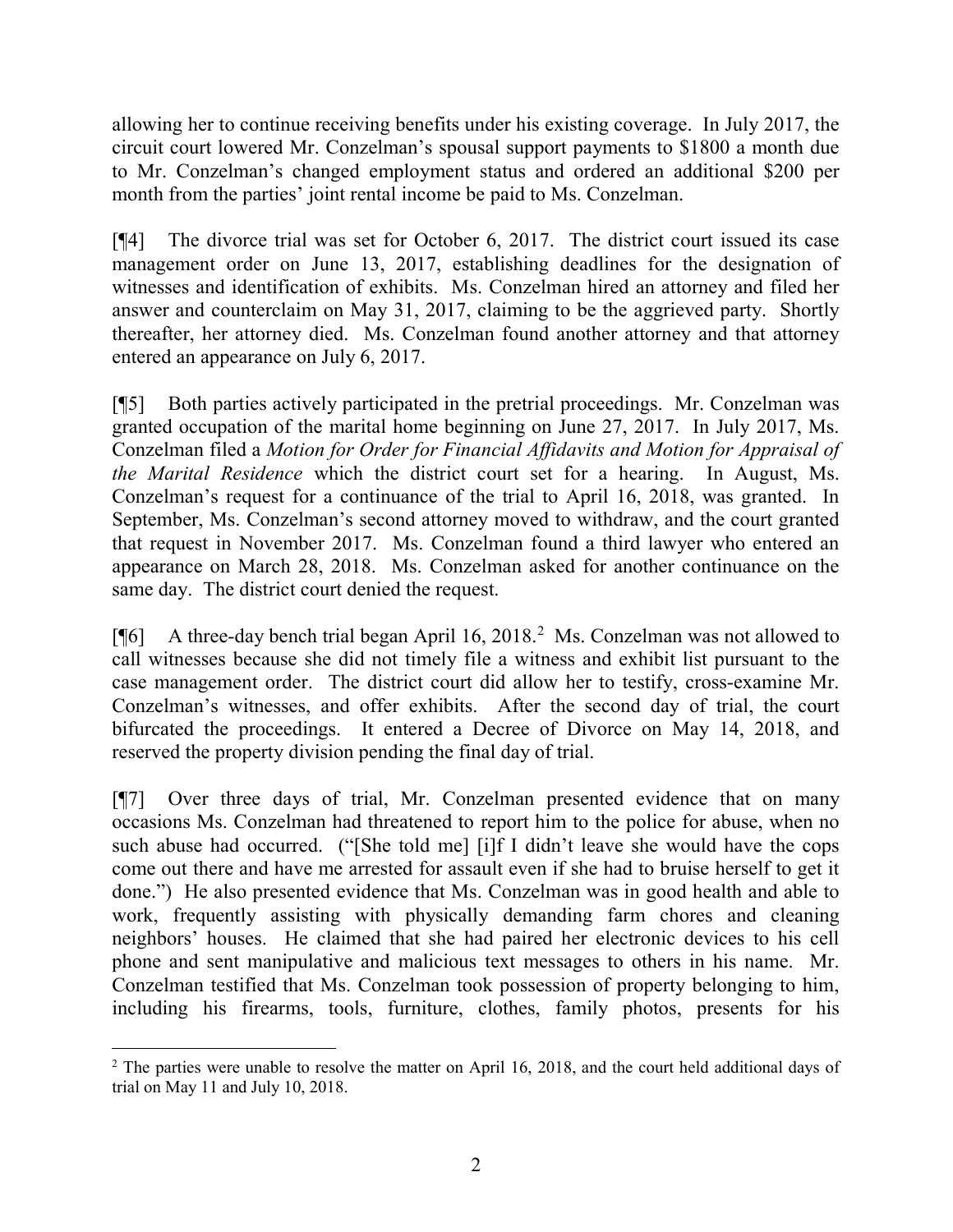allowing her to continue receiving benefits under his existing coverage. In July 2017, the circuit court lowered Mr. Conzelman's spousal support payments to $1800 a month due to Mr. Conzelman's changed employment status and ordered an additional $200 per month from the parties' joint rental income be paid to Ms. Conzelman.

[¶4] The divorce trial was set for October 6, 2017. The district court issued its case management order on June 13, 2017, establishing deadlines for the designation of witnesses and identification of exhibits. Ms. Conzelman hired an attorney and filed her answer and counterclaim on May 31, 2017, claiming to be the aggrieved party. Shortly thereafter, her attorney died. Ms. Conzelman found another attorney and that attorney entered an appearance on July 6, 2017.

[¶5] Both parties actively participated in the pretrial proceedings. Mr. Conzelman was granted occupation of the marital home beginning on June 27, 2017. In July 2017, Ms. Conzelman filed a *Motion for Order for Financial Affidavits and Motion for Appraisal of the Marital Residence* which the district court set for a hearing. In August, Ms. Conzelman's request for a continuance of the trial to April 16, 2018, was granted. In September, Ms. Conzelman's second attorney moved to withdraw, and the court granted that request in November 2017. Ms. Conzelman found a third lawyer who entered an appearance on March 28, 2018. Ms. Conzelman asked for another continuance on the same day. The district court denied the request.

[¶6] A three-day bench trial began April 16, 2018.[2] Ms. Conzelman was not allowed to call witnesses because she did not timely file a witness and exhibit list pursuant to the case management order. The district court did allow her to testify, cross-examine Mr. Conzelman's witnesses, and offer exhibits. After the second day of trial, the court bifurcated the proceedings. It entered a Decree of Divorce on May 14, 2018, and reserved the property division pending the final day of trial.

[¶7] Over three days of trial, Mr. Conzelman presented evidence that on many occasions Ms. Conzelman had threatened to report him to the police for abuse, when no such abuse had occurred. ("[She told me] [i]f I didn't leave she would have the cops come out there and have me arrested for assault even if she had to bruise herself to get it done.") He also presented evidence that Ms. Conzelman was in good health and able to work, frequently assisting with physically demanding farm chores and cleaning neighbors' houses. He claimed that she had paired her electronic devices to his cell phone and sent manipulative and malicious text messages to others in his name. Mr. Conzelman testified that Ms. Conzelman took possession of property belonging to him, including his firearms, tools, furniture, clothes, family photos, presents for his

---

[2] The parties were unable to resolve the matter on April 16, 2018, and the court held additional days of trial on May 11 and July 10, 2018.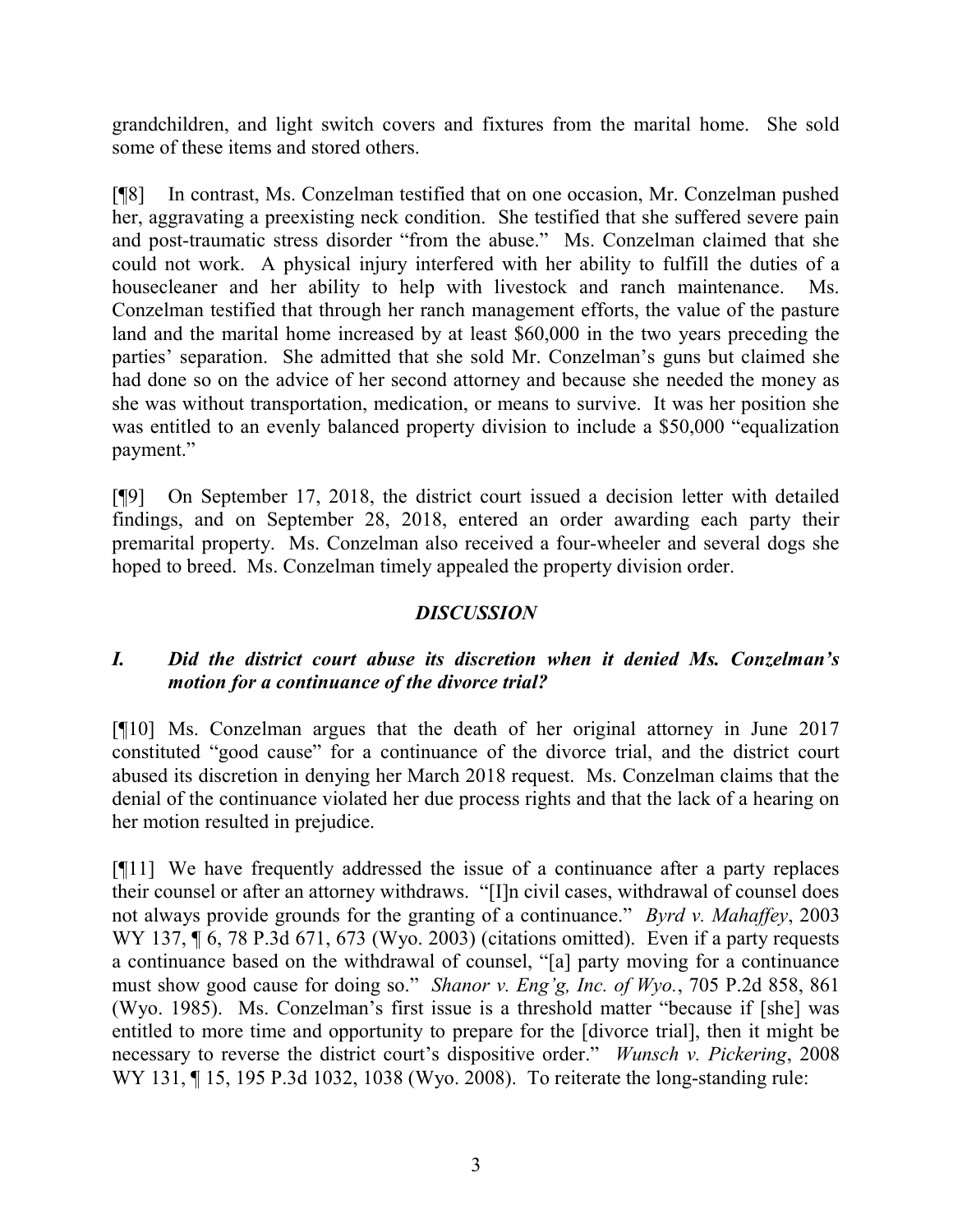grandchildren, and light switch covers and fixtures from the marital home. She sold some of these items and stored others.

[¶8] In contrast, Ms. Conzelman testified that on one occasion, Mr. Conzelman pushed her, aggravating a preexisting neck condition. She testified that she suffered severe pain and post-traumatic stress disorder "from the abuse." Ms. Conzelman claimed that she could not work. A physical injury interfered with her ability to fulfill the duties of a housecleaner and her ability to help with livestock and ranch maintenance. Ms. Conzelman testified that through her ranch management efforts, the value of the pasture land and the marital home increased by at least $60,000 in the two years preceding the parties' separation. She admitted that she sold Mr. Conzelman's guns but claimed she had done so on the advice of her second attorney and because she needed the money as she was without transportation, medication, or means to survive. It was her position she was entitled to an evenly balanced property division to include a $50,000 "equalization payment."

[¶9] On September 17, 2018, the district court issued a decision letter with detailed findings, and on September 28, 2018, entered an order awarding each party their premarital property. Ms. Conzelman also received a four-wheeler and several dogs she hoped to breed. Ms. Conzelman timely appealed the property division order.

## *DISCUSSION*

### *I. Did the district court abuse its discretion when it denied Ms. Conzelman's motion for a continuance of the divorce trial?*

[¶10] Ms. Conzelman argues that the death of her original attorney in June 2017 constituted "good cause" for a continuance of the divorce trial, and the district court abused its discretion in denying her March 2018 request. Ms. Conzelman claims that the denial of the continuance violated her due process rights and that the lack of a hearing on her motion resulted in prejudice.

[¶11] We have frequently addressed the issue of a continuance after a party replaces their counsel or after an attorney withdraws. "[I]n civil cases, withdrawal of counsel does not always provide grounds for the granting of a continuance." *Byrd v. Mahaffey*, 2003 WY 137, ¶ 6, 78 P.3d 671, 673 (Wyo. 2003) (citations omitted). Even if a party requests a continuance based on the withdrawal of counsel, "[a] party moving for a continuance must show good cause for doing so." *Shanor v. Eng'g, Inc. of Wyo.*, 705 P.2d 858, 861 (Wyo. 1985). Ms. Conzelman's first issue is a threshold matter "because if [she] was entitled to more time and opportunity to prepare for the [divorce trial], then it might be necessary to reverse the district court's dispositive order." *Wunsch v. Pickering*, 2008 WY 131, ¶ 15, 195 P.3d 1032, 1038 (Wyo. 2008). To reiterate the long-standing rule: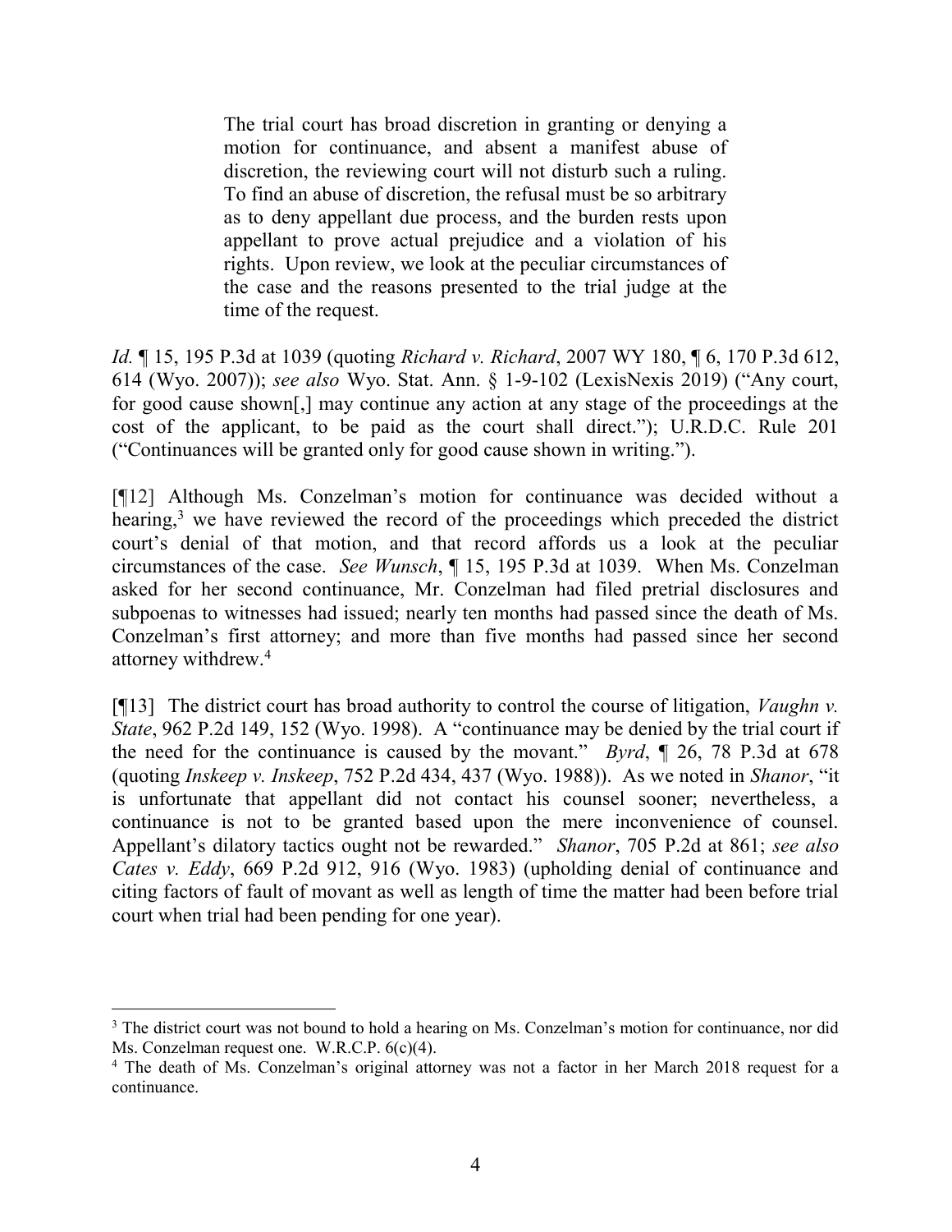> The trial court has broad discretion in granting or denying a motion for continuance, and absent a manifest abuse of discretion, the reviewing court will not disturb such a ruling. To find an abuse of discretion, the refusal must be so arbitrary as to deny appellant due process, and the burden rests upon appellant to prove actual prejudice and a violation of his rights. Upon review, we look at the peculiar circumstances of the case and the reasons presented to the trial judge at the time of the request.

*Id.* ¶ 15, 195 P.3d at 1039 (quoting *Richard v. Richard*, 2007 WY 180, ¶ 6, 170 P.3d 612, 614 (Wyo. 2007)); *see also* Wyo. Stat. Ann. § 1-9-102 (LexisNexis 2019) ("Any court, for good cause shown[,] may continue any action at any stage of the proceedings at the cost of the applicant, to be paid as the court shall direct."); U.R.D.C. Rule 201 ("Continuances will be granted only for good cause shown in writing.").

[¶12] Although Ms. Conzelman's motion for continuance was decided without a hearing,[3] we have reviewed the record of the proceedings which preceded the district court's denial of that motion, and that record affords us a look at the peculiar circumstances of the case. *See Wunsch*, ¶ 15, 195 P.3d at 1039. When Ms. Conzelman asked for her second continuance, Mr. Conzelman had filed pretrial disclosures and subpoenas to witnesses had issued; nearly ten months had passed since the death of Ms. Conzelman's first attorney; and more than five months had passed since her second attorney withdrew.[4]

[¶13] The district court has broad authority to control the course of litigation, *Vaughn v. State*, 962 P.2d 149, 152 (Wyo. 1998). A "continuance may be denied by the trial court if the need for the continuance is caused by the movant." *Byrd*, ¶ 26, 78 P.3d at 678 (quoting *Inskeep v. Inskeep*, 752 P.2d 434, 437 (Wyo. 1988)). As we noted in *Shanor*, "it is unfortunate that appellant did not contact his counsel sooner; nevertheless, a continuance is not to be granted based upon the mere inconvenience of counsel. Appellant's dilatory tactics ought not be rewarded." *Shanor*, 705 P.2d at 861; *see also Cates v. Eddy*, 669 P.2d 912, 916 (Wyo. 1983) (upholding denial of continuance and citing factors of fault of movant as well as length of time the matter had been before trial court when trial had been pending for one year).

---

[3] The district court was not bound to hold a hearing on Ms. Conzelman's motion for continuance, nor did Ms. Conzelman request one. W.R.C.P. 6(c)(4).

[4] The death of Ms. Conzelman's original attorney was not a factor in her March 2018 request for a continuance.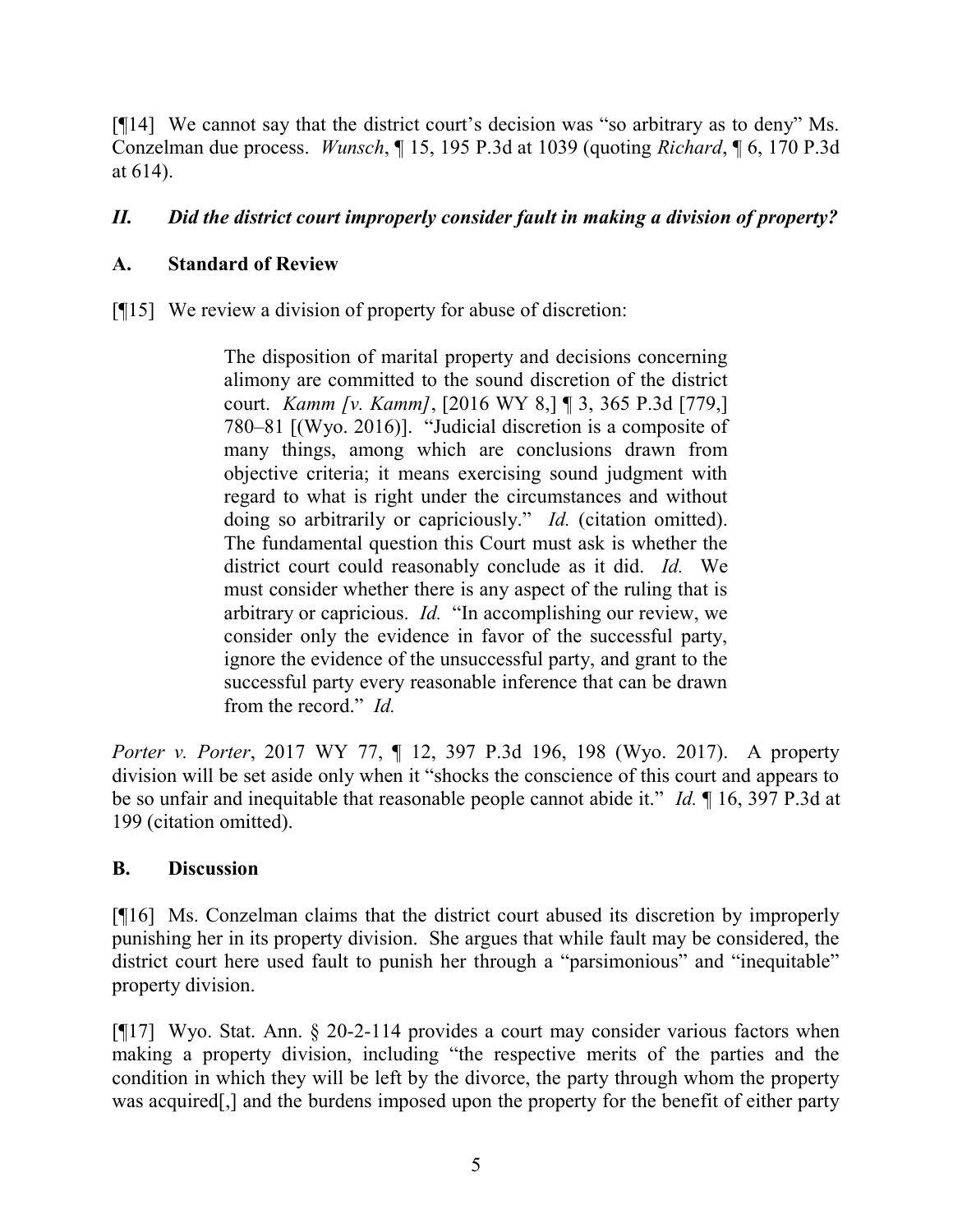[¶14] We cannot say that the district court's decision was "so arbitrary as to deny" Ms. Conzelman due process. *Wunsch*, ¶ 15, 195 P.3d at 1039 (quoting *Richard*, ¶ 6, 170 P.3d at 614).

### *II. Did the district court improperly consider fault in making a division of property?*

### A. Standard of Review

[¶15] We review a division of property for abuse of discretion:

> The disposition of marital property and decisions concerning alimony are committed to the sound discretion of the district court. *Kamm [v. Kamm]*, [2016 WY 8,] ¶ 3, 365 P.3d [779,] 780–81 [(Wyo. 2016)]. "Judicial discretion is a composite of many things, among which are conclusions drawn from objective criteria; it means exercising sound judgment with regard to what is right under the circumstances and without doing so arbitrarily or capriciously." *Id.* (citation omitted). The fundamental question this Court must ask is whether the district court could reasonably conclude as it did. *Id.* We must consider whether there is any aspect of the ruling that is arbitrary or capricious. *Id.* "In accomplishing our review, we consider only the evidence in favor of the successful party, ignore the evidence of the unsuccessful party, and grant to the successful party every reasonable inference that can be drawn from the record." *Id.*

*Porter v. Porter*, 2017 WY 77, ¶ 12, 397 P.3d 196, 198 (Wyo. 2017). A property division will be set aside only when it "shocks the conscience of this court and appears to be so unfair and inequitable that reasonable people cannot abide it." *Id.* ¶ 16, 397 P.3d at 199 (citation omitted).

### B. Discussion

[¶16] Ms. Conzelman claims that the district court abused its discretion by improperly punishing her in its property division. She argues that while fault may be considered, the district court here used fault to punish her through a "parsimonious" and "inequitable" property division.

[¶17] Wyo. Stat. Ann. § 20-2-114 provides a court may consider various factors when making a property division, including "the respective merits of the parties and the condition in which they will be left by the divorce, the party through whom the property was acquired[,] and the burdens imposed upon the property for the benefit of either party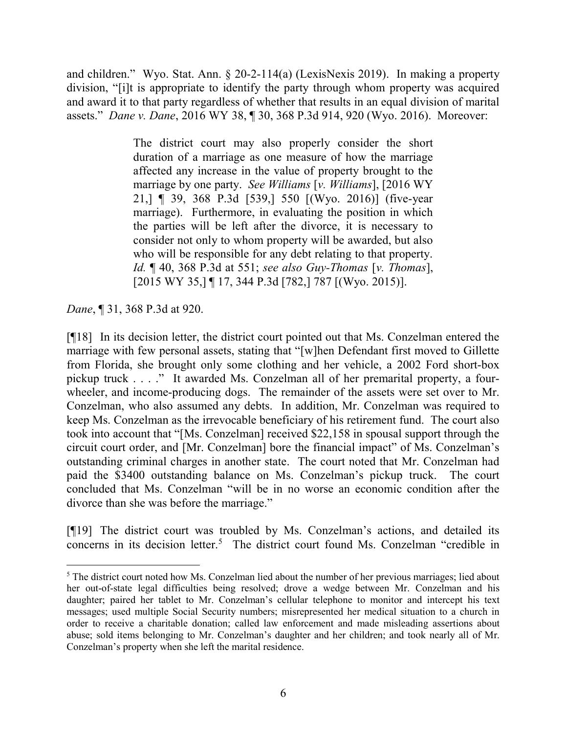and children." Wyo. Stat. Ann. § 20-2-114(a) (LexisNexis 2019). In making a property division, "[i]t is appropriate to identify the party through whom property was acquired and award it to that party regardless of whether that results in an equal division of marital assets." *Dane v. Dane*, 2016 WY 38, ¶ 30, 368 P.3d 914, 920 (Wyo. 2016). Moreover:

> The district court may also properly consider the short duration of a marriage as one measure of how the marriage affected any increase in the value of property brought to the marriage by one party. *See Williams* [*v. Williams*], [2016 WY 21,] ¶ 39, 368 P.3d [539,] 550 [(Wyo. 2016)] (five-year marriage). Furthermore, in evaluating the position in which the parties will be left after the divorce, it is necessary to consider not only to whom property will be awarded, but also who will be responsible for any debt relating to that property. *Id.* ¶ 40, 368 P.3d at 551; *see also Guy-Thomas* [*v. Thomas*], [2015 WY 35,] ¶ 17, 344 P.3d [782,] 787 [(Wyo. 2015)].

*Dane*, ¶ 31, 368 P.3d at 920.

[¶18] In its decision letter, the district court pointed out that Ms. Conzelman entered the marriage with few personal assets, stating that "[w]hen Defendant first moved to Gillette from Florida, she brought only some clothing and her vehicle, a 2002 Ford short-box pickup truck . . . ." It awarded Ms. Conzelman all of her premarital property, a four-wheeler, and income-producing dogs. The remainder of the assets were set over to Mr. Conzelman, who also assumed any debts. In addition, Mr. Conzelman was required to keep Ms. Conzelman as the irrevocable beneficiary of his retirement fund. The court also took into account that "[Ms. Conzelman] received $22,158 in spousal support through the circuit court order, and [Mr. Conzelman] bore the financial impact" of Ms. Conzelman's outstanding criminal charges in another state. The court noted that Mr. Conzelman had paid the $3400 outstanding balance on Ms. Conzelman's pickup truck. The court concluded that Ms. Conzelman "will be in no worse an economic condition after the divorce than she was before the marriage."

[¶19] The district court was troubled by Ms. Conzelman's actions, and detailed its concerns in its decision letter.[5] The district court found Ms. Conzelman "credible in

---

[5] The district court noted how Ms. Conzelman lied about the number of her previous marriages; lied about her out-of-state legal difficulties being resolved; drove a wedge between Mr. Conzelman and his daughter; paired her tablet to Mr. Conzelman's cellular telephone to monitor and intercept his text messages; used multiple Social Security numbers; misrepresented her medical situation to a church in order to receive a charitable donation; called law enforcement and made misleading assertions about abuse; sold items belonging to Mr. Conzelman's daughter and her children; and took nearly all of Mr. Conzelman's property when she left the marital residence.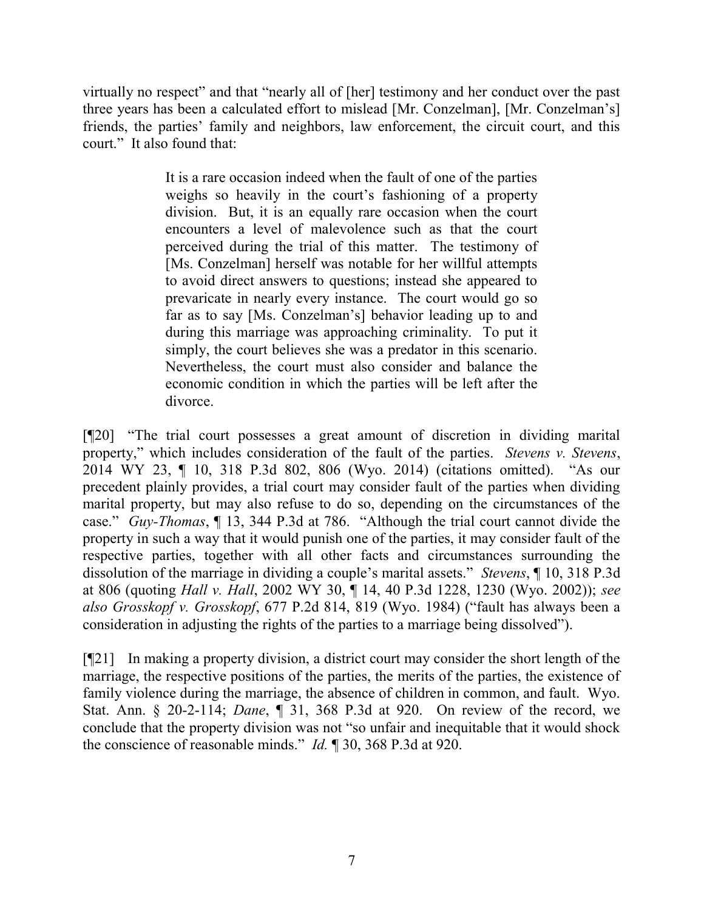virtually no respect" and that "nearly all of [her] testimony and her conduct over the past three years has been a calculated effort to mislead [Mr. Conzelman], [Mr. Conzelman's] friends, the parties' family and neighbors, law enforcement, the circuit court, and this court." It also found that:

> It is a rare occasion indeed when the fault of one of the parties weighs so heavily in the court's fashioning of a property division. But, it is an equally rare occasion when the court encounters a level of malevolence such as that the court perceived during the trial of this matter. The testimony of [Ms. Conzelman] herself was notable for her willful attempts to avoid direct answers to questions; instead she appeared to prevaricate in nearly every instance. The court would go so far as to say [Ms. Conzelman's] behavior leading up to and during this marriage was approaching criminality. To put it simply, the court believes she was a predator in this scenario. Nevertheless, the court must also consider and balance the economic condition in which the parties will be left after the divorce.

[¶20] "The trial court possesses a great amount of discretion in dividing marital property," which includes consideration of the fault of the parties. *Stevens v. Stevens*, 2014 WY 23, ¶ 10, 318 P.3d 802, 806 (Wyo. 2014) (citations omitted). "As our precedent plainly provides, a trial court may consider fault of the parties when dividing marital property, but may also refuse to do so, depending on the circumstances of the case." *Guy-Thomas*, ¶ 13, 344 P.3d at 786. "Although the trial court cannot divide the property in such a way that it would punish one of the parties, it may consider fault of the respective parties, together with all other facts and circumstances surrounding the dissolution of the marriage in dividing a couple's marital assets." *Stevens*, ¶ 10, 318 P.3d at 806 (quoting *Hall v. Hall*, 2002 WY 30, ¶ 14, 40 P.3d 1228, 1230 (Wyo. 2002)); *see also Grosskopf v. Grosskopf*, 677 P.2d 814, 819 (Wyo. 1984) ("fault has always been a consideration in adjusting the rights of the parties to a marriage being dissolved").

[¶21] In making a property division, a district court may consider the short length of the marriage, the respective positions of the parties, the merits of the parties, the existence of family violence during the marriage, the absence of children in common, and fault. Wyo. Stat. Ann. § 20-2-114; *Dane*, ¶ 31, 368 P.3d at 920. On review of the record, we conclude that the property division was not "so unfair and inequitable that it would shock the conscience of reasonable minds." *Id.* ¶ 30, 368 P.3d at 920.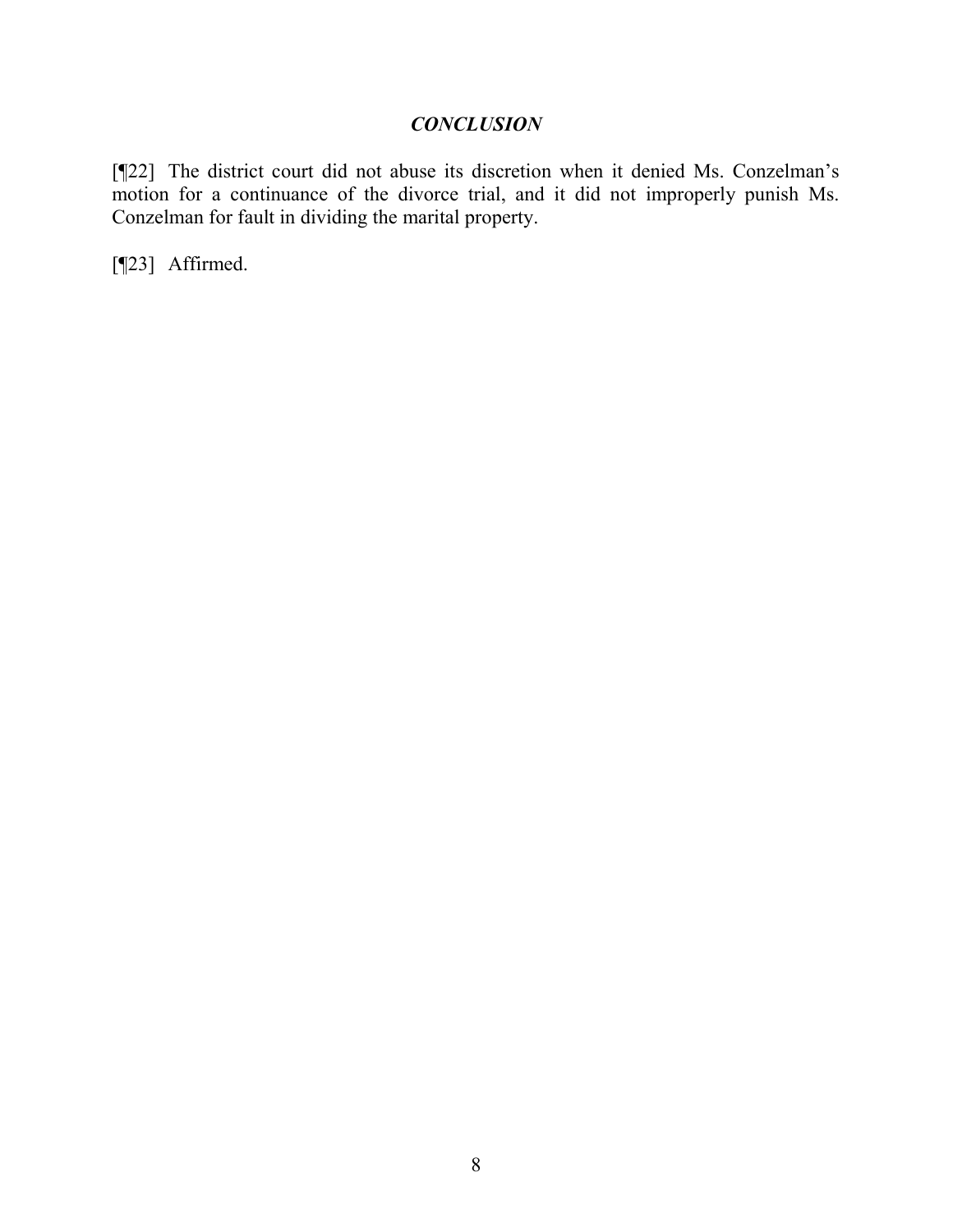## *CONCLUSION*

[¶22] The district court did not abuse its discretion when it denied Ms. Conzelman's motion for a continuance of the divorce trial, and it did not improperly punish Ms. Conzelman for fault in dividing the marital property.

[¶23] Affirmed.